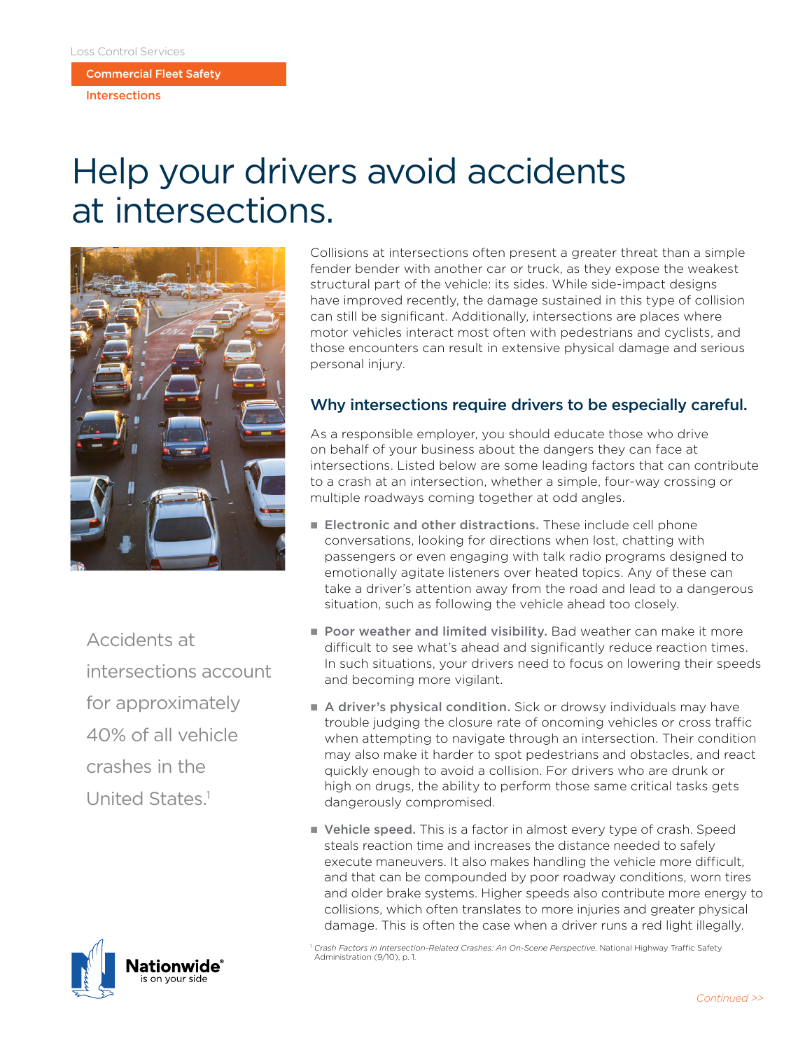Loss Control Services

Commercial Fleet Safety

Intersections

# Help your drivers avoid accidents at intersections.

Collisions at intersections often present a greater threat than a simple fender bender with another car or truck, as they expose the weakest structural part of the vehicle: its sides. While side-impact designs have improved recently, the damage sustained in this type of collision can still be significant. Additionally, intersections are places where motor vehicles interact most often with pedestrians and cyclists, and those encounters can result in extensive physical damage and serious personal injury.

Accidents at intersections account for approximately 40% of all vehicle crashes in the United States.[1]

## Why intersections require drivers to be especially careful.

As a responsible employer, you should educate those who drive on behalf of your business about the dangers they can face at intersections. Listed below are some leading factors that can contribute to a crash at an intersection, whether a simple, four-way crossing or multiple roadways coming together at odd angles.

- **Electronic and other distractions.** These include cell phone conversations, looking for directions when lost, chatting with passengers or even engaging with talk radio programs designed to emotionally agitate listeners over heated topics. Any of these can take a driver's attention away from the road and lead to a dangerous situation, such as following the vehicle ahead too closely.
- **Poor weather and limited visibility.** Bad weather can make it more difficult to see what's ahead and significantly reduce reaction times. In such situations, your drivers need to focus on lowering their speeds and becoming more vigilant.
- **A driver's physical condition.** Sick or drowsy individuals may have trouble judging the closure rate of oncoming vehicles or cross traffic when attempting to navigate through an intersection. Their condition may also make it harder to spot pedestrians and obstacles, and react quickly enough to avoid a collision. For drivers who are drunk or high on drugs, the ability to perform those same critical tasks gets dangerously compromised.
- **Vehicle speed.** This is a factor in almost every type of crash. Speed steals reaction time and increases the distance needed to safely execute maneuvers. It also makes handling the vehicle more difficult, and that can be compounded by poor roadway conditions, worn tires and older brake systems. Higher speeds also contribute more energy to collisions, which often translates to more injuries and greater physical damage. This is often the case when a driver runs a red light illegally.

[1] *Crash Factors in Intersection-Related Crashes: An On-Scene Perspective*, National Highway Traffic Safety Administration (9/10), p. 1.

Nationwide® is on your side

*Continued >>*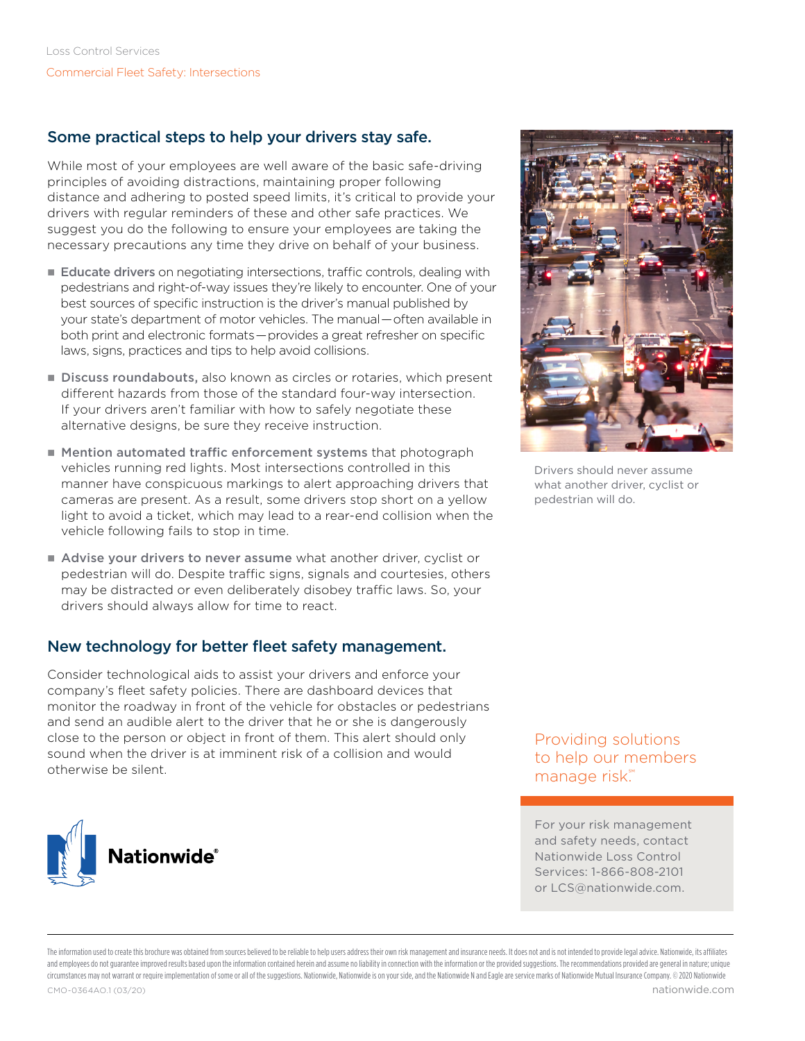Loss Control Services

Commercial Fleet Safety: Intersections

## Some practical steps to help your drivers stay safe.

While most of your employees are well aware of the basic safe-driving principles of avoiding distractions, maintaining proper following distance and adhering to posted speed limits, it's critical to provide your drivers with regular reminders of these and other safe practices. We suggest you do the following to ensure your employees are taking the necessary precautions any time they drive on behalf of your business.

- **Educate drivers** on negotiating intersections, traffic controls, dealing with pedestrians and right-of-way issues they're likely to encounter. One of your best sources of specific instruction is the driver's manual published by your state's department of motor vehicles. The manual—often available in both print and electronic formats—provides a great refresher on specific laws, signs, practices and tips to help avoid collisions.
- **Discuss roundabouts,** also known as circles or rotaries, which present different hazards from those of the standard four-way intersection. If your drivers aren't familiar with how to safely negotiate these alternative designs, be sure they receive instruction.
- **Mention automated traffic enforcement systems** that photograph vehicles running red lights. Most intersections controlled in this manner have conspicuous markings to alert approaching drivers that cameras are present. As a result, some drivers stop short on a yellow light to avoid a ticket, which may lead to a rear-end collision when the vehicle following fails to stop in time.
- **Advise your drivers to never assume** what another driver, cyclist or pedestrian will do. Despite traffic signs, signals and courtesies, others may be distracted or even deliberately disobey traffic laws. So, your drivers should always allow for time to react.

Drivers should never assume what another driver, cyclist or pedestrian will do.

## New technology for better fleet safety management.

Consider technological aids to assist your drivers and enforce your company's fleet safety policies. There are dashboard devices that monitor the roadway in front of the vehicle for obstacles or pedestrians and send an audible alert to the driver that he or she is dangerously close to the person or object in front of them. This alert should only sound when the driver is at imminent risk of a collision and would otherwise be silent.

Providing solutions to help our members manage risk.℠

For your risk management and safety needs, contact Nationwide Loss Control Services: 1-866-808-2101 or LCS@nationwide.com.

Nationwide®

The information used to create this brochure was obtained from sources believed to be reliable to help users address their own risk management and insurance needs. It does not and is not intended to provide legal advice. Nationwide, its affiliates and employees do not guarantee improved results based upon the information contained herein and assume no liability in connection with the information or the provided suggestions. The recommendations provided are general in nature; unique circumstances may not warrant or require implementation of some or all of the suggestions. Nationwide, Nationwide is on your side, and the Nationwide N and Eagle are service marks of Nationwide Mutual Insurance Company. © 2020 Nationwide

CMO-0364AO.1 (03/20)

nationwide.com